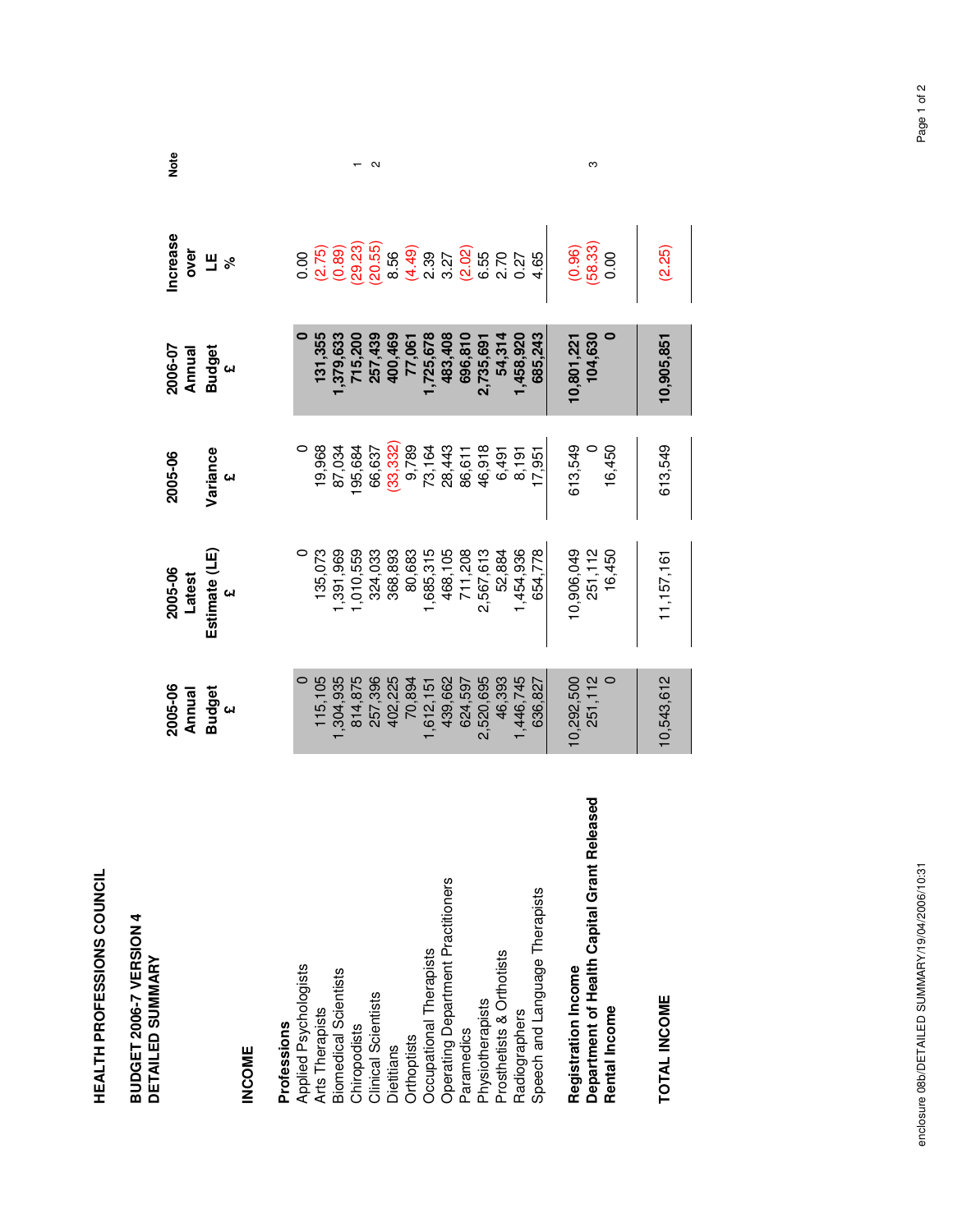# HEALTH PROFESSIONS COUNCIL

## BUDGET 2006-7 VERSION 4
## DETAILED SUMMARY

| | 2005-06 Annual Budget £ | 2005-06 Latest Estimate (LE) £ | 2005-06 Variance £ | 2006-07 Annual Budget £ | Increase over LE % | Note |
|---|---|---|---|---|---|---|
| **INCOME** | | | | | | |
| **Professions** | | | | | | |
| Applied Psychologists | 0 | 0 | 0 | **0** | 0.00 | |
| Arts Therapists | 115,105 | 135,073 | 19,968 | **131,355** | (2.75) | |
| Biomedical Scientists | 1,304,935 | 1,391,969 | 87,034 | **1,379,633** | (0.89) | |
| Chiropodists | 814,875 | 1,010,559 | 195,684 | **715,200** | (29.23) | 1 |
| Clinical Scientists | 257,396 | 324,033 | 66,637 | **257,439** | (20.55) | 2 |
| Dietitians | 402,225 | 368,893 | (33,332) | **400,469** | 8.56 | |
| Orthoptists | 70,894 | 80,683 | 9,789 | **77,061** | (4.49) | |
| Occupational Therapists | 1,612,151 | 1,685,315 | 73,164 | **1,725,678** | 2.39 | |
| Operating Department Practitioners | 439,662 | 468,105 | 28,443 | **483,408** | 3.27 | |
| Paramedics | 624,597 | 711,208 | 86,611 | **696,810** | (2.02) | |
| Physiotherapists | 2,520,695 | 2,567,613 | 46,918 | **2,735,691** | 6.55 | |
| Prosthetists & Orthotists | 46,393 | 52,884 | 6,491 | **54,314** | 2.70 | |
| Radiographers | 1,446,745 | 1,454,936 | 8,191 | **1,458,920** | 0.27 | |
| Speech and Language Therapists | 636,827 | 654,778 | 17,951 | **685,243** | 4.65 | |
| **Registration Income** | 10,292,500 | 10,906,049 | 613,549 | **10,801,221** | (0.96) | |
| **Department of Health Capital Grant Released** | 251,112 | 251,112 | 0 | **104,630** | (58.33) | 3 |
| **Rental Income** | 0 | 16,450 | 16,450 | **0** | 0.00 | |
| **TOTAL INCOME** | 10,543,612 | 11,157,161 | 613,549 | **10,905,851** | (2.25) | |

enclosure 08b/DETAILED SUMMARY/19/04/2006/10:31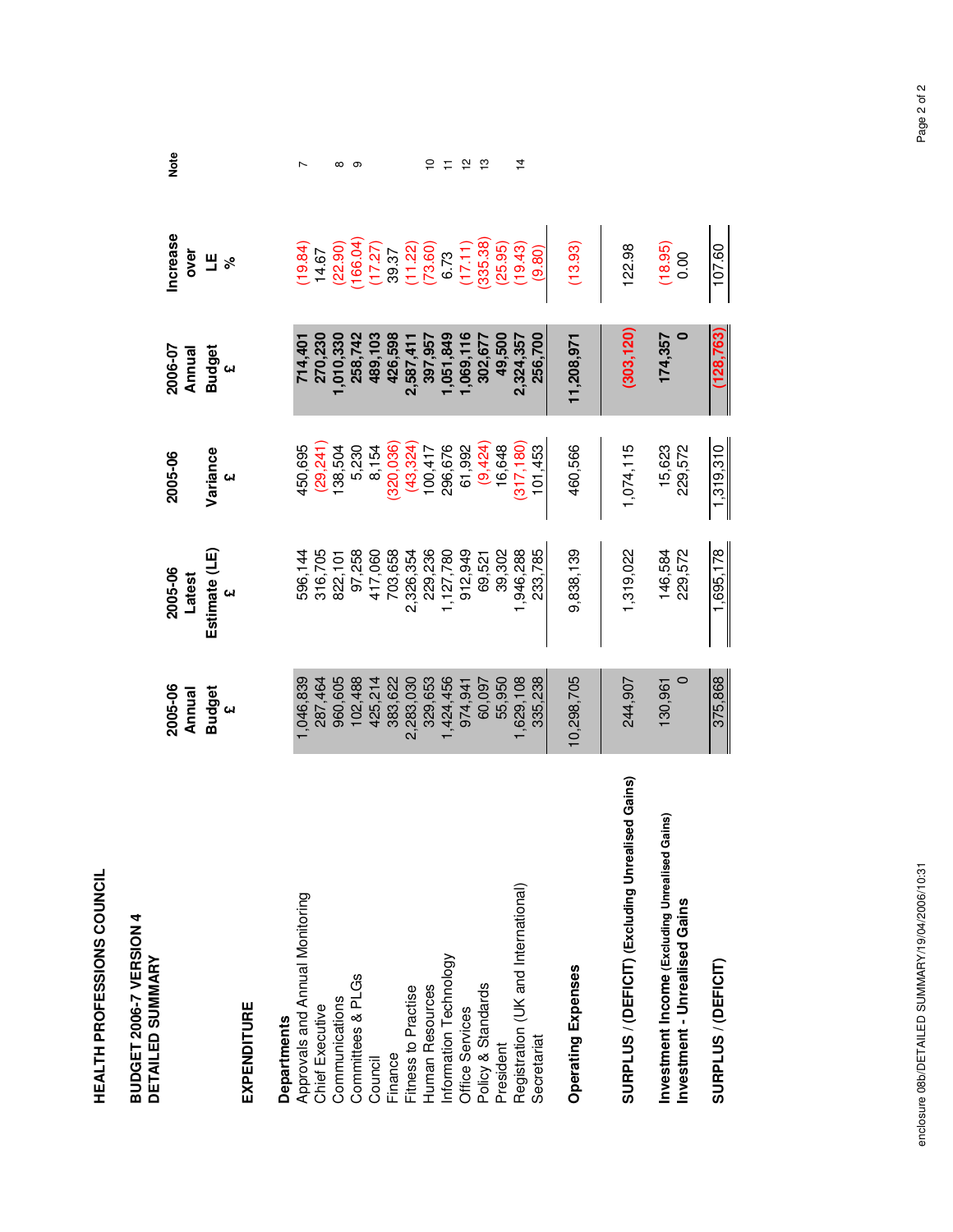# HEALTH PROFESSIONS COUNCIL

## BUDGET 2006-7 VERSION 4
## DETAILED SUMMARY

| | 2005-06 Annual Budget £ | 2005-06 Latest Estimate (LE) £ | 2005-06 Variance £ | 2006-07 Annual Budget £ | Increase over LE % | Note |
|---|---|---|---|---|---|---|
| **EXPENDITURE** | | | | | | |
| **Departments** | | | | | | |
| Approvals and Annual Monitoring | 1,046,839 | 596,144 | 450,695 | 714,401 | (19.84) | 7 |
| Chief Executive | 287,464 | 316,705 | (29,241) | 270,230 | 14.67 | |
| Communications | 960,605 | 822,101 | 138,504 | 1,010,330 | (22.90) | 8 |
| Committees & PLGs | 102,488 | 97,258 | 5,230 | 258,742 | (166.04) | 9 |
| Council | 425,214 | 417,060 | 8,154 | 489,103 | (17.27) | |
| Finance | 383,622 | 703,658 | (320,036) | 426,598 | 39.37 | |
| Fitness to Practise | 2,283,030 | 2,326,354 | (43,324) | 2,587,411 | (11.22) | |
| Human Resources | 329,653 | 229,236 | 100,417 | 397,957 | (73.60) | 10 |
| Information Technology | 1,424,456 | 1,127,780 | 296,676 | 1,051,849 | 6.73 | 11 |
| Office Services | 974,941 | 912,949 | 61,992 | 1,069,116 | (17.11) | 12 |
| Policy & Standards | 60,097 | 69,521 | (9,424) | 302,677 | (335.38) | 13 |
| President | 55,950 | 39,302 | 16,648 | 49,500 | (25.95) | |
| Registration (UK and International) | 1,629,108 | 1,946,288 | (317,180) | 2,324,357 | (19.43) | 14 |
| Secretariat | 335,238 | 233,785 | 101,453 | 256,700 | (9.80) | |
| **Operating Expenses** | 10,298,705 | 9,838,139 | 460,566 | 11,208,971 | (13.93) | |
| **SURPLUS / (DEFICIT) (Excluding Unrealised Gains)** | 244,907 | 1,319,022 | 1,074,115 | (303,120) | 122.98 | |
| **Investment Income** (Excluding Unrealised Gains) | 130,961 | 146,584 | 15,623 | 174,357 | (18.95) | |
| **Investment - Unrealised Gains** | 0 | 229,572 | 229,572 | 0 | 0.00 | |
| **SURPLUS / (DEFICIT)** | 375,868 | 1,695,178 | 1,319,310 | (128,763) | 107.60 | |

enclosure 08b/DETAILED SUMMARY/19/04/2006/10:31